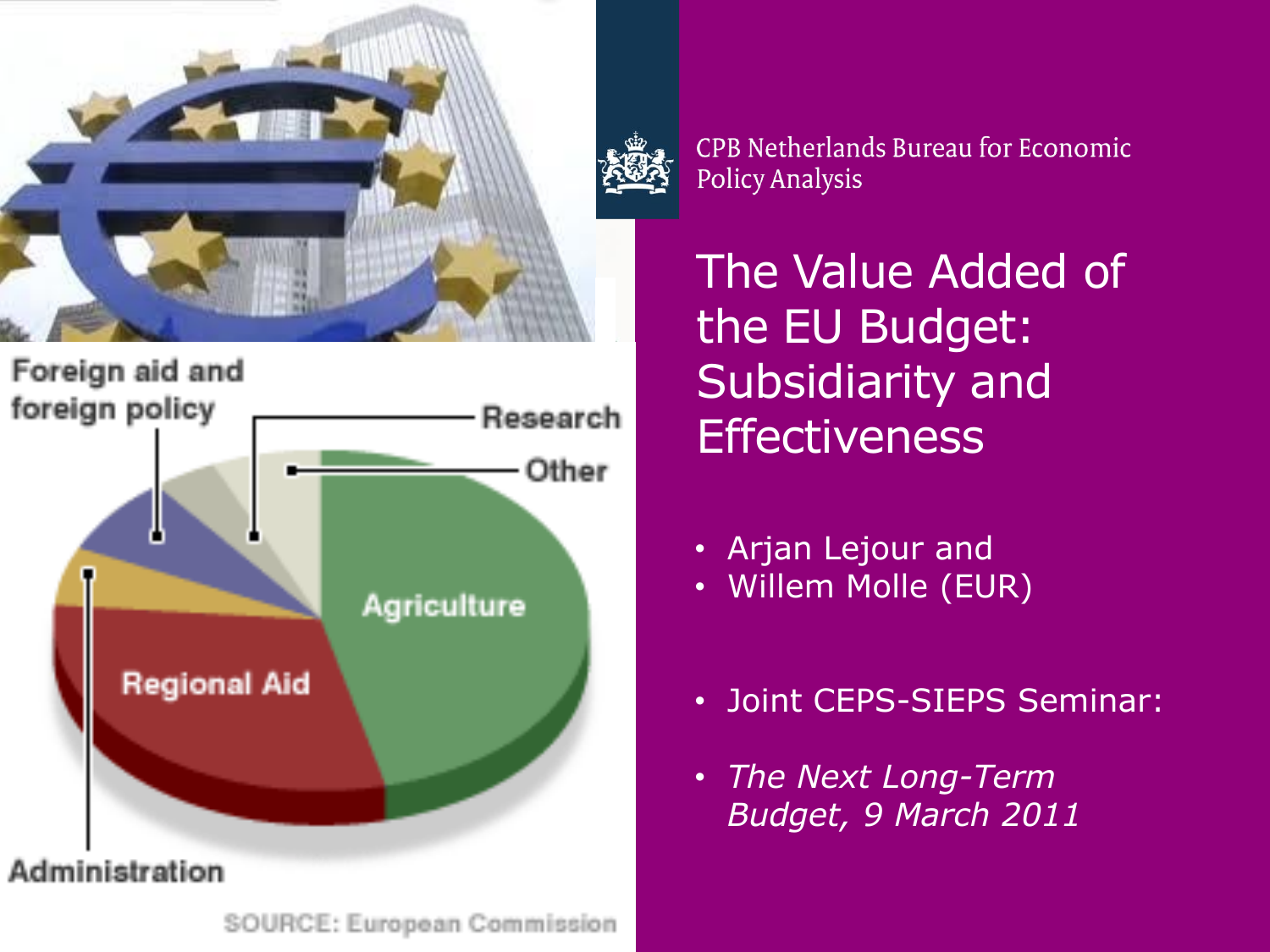CPB Netherlands Bureau for Economic Policy Analysis

# The Value Added of the EU Budget: Subsidiarity and Effectiveness

- Arjan Lejour and
- Willem Molle (EUR)

- Joint CEPS-SIEPS Seminar:
- *The Next Long-Term Budget, 9 March 2011*

Foreign aid and foreign policy

Research

Other

Agriculture

Regional Aid

Administration

SOURCE: European Commission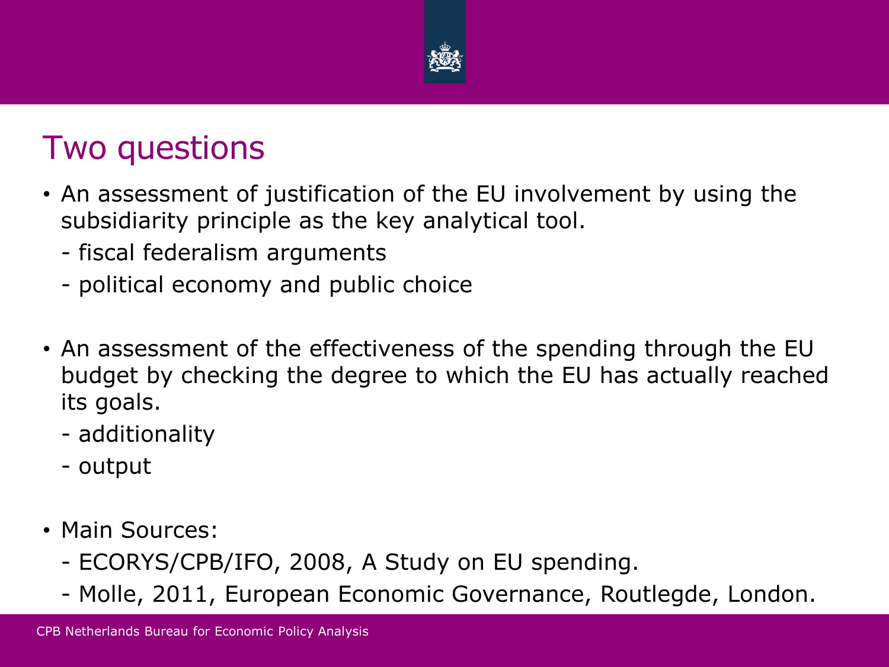# Two questions

- An assessment of justification of the EU involvement by using the subsidiarity principle as the key analytical tool.
  - fiscal federalism arguments
  - political economy and public choice

- An assessment of the effectiveness of the spending through the EU budget by checking the degree to which the EU has actually reached its goals.
  - additionality
  - output

- Main Sources:
  - ECORYS/CPB/IFO, 2008, A Study on EU spending.
  - Molle, 2011, European Economic Governance, Routlegde, London.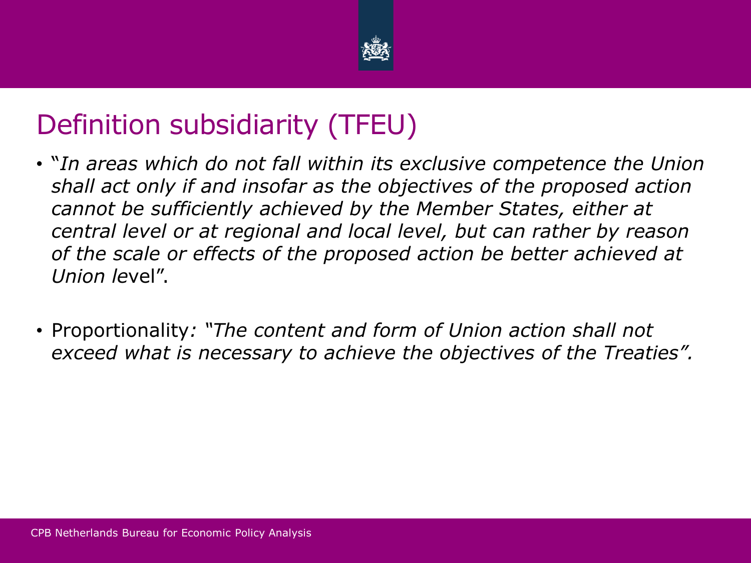# Definition subsidiarity (TFEU)

- "*In areas which do not fall within its exclusive competence the Union shall act only if and insofar as the objectives of the proposed action cannot be sufficiently achieved by the Member States, either at central level or at regional and local level, but can rather by reason of the scale or effects of the proposed action be better achieved at Union le*vel".

- Proportionality*: "The content and form of Union action shall not exceed what is necessary to achieve the objectives of the Treaties".*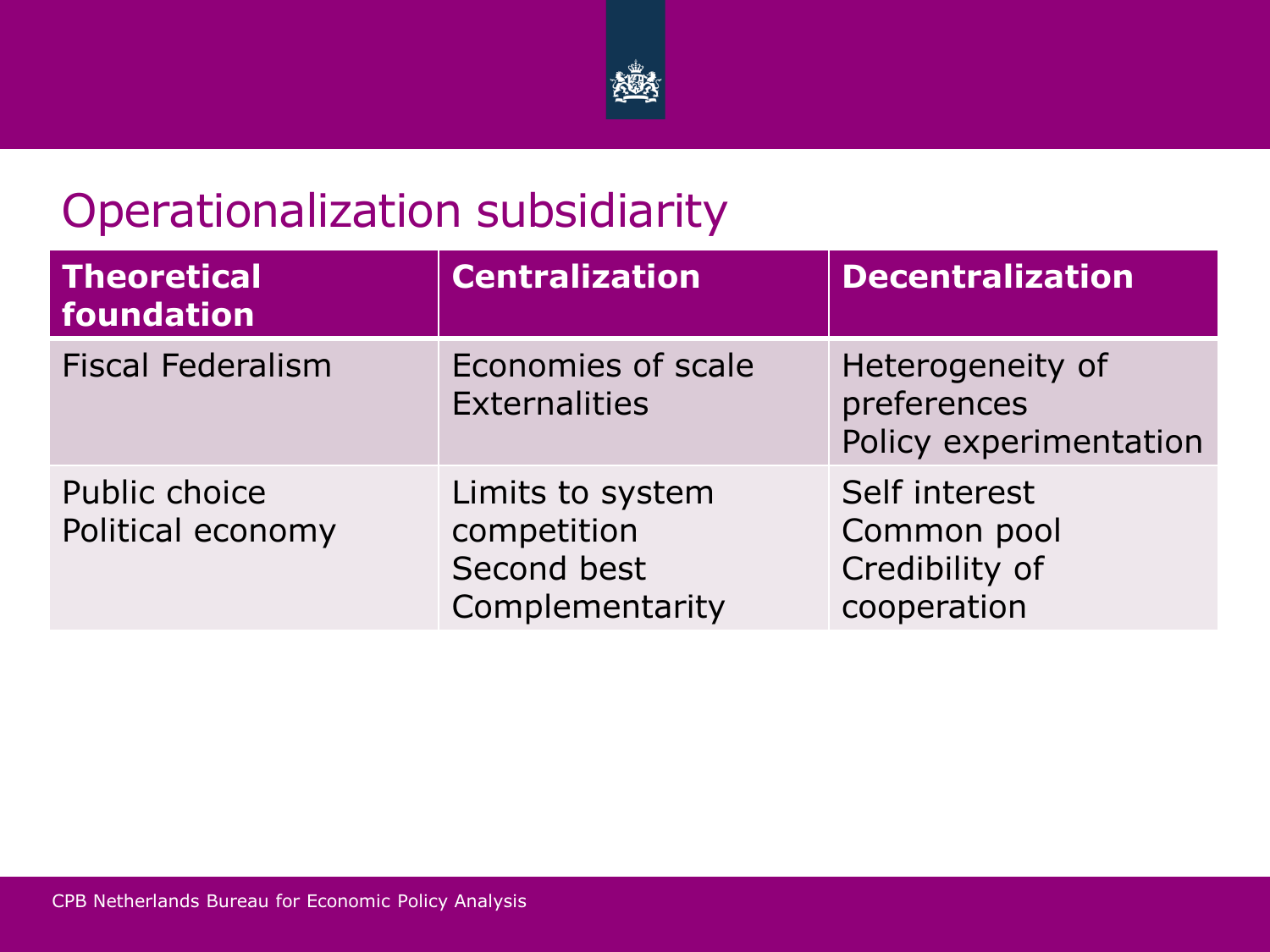# Operationalization subsidiarity

| Theoretical foundation | Centralization | Decentralization |
| --- | --- | --- |
| Fiscal Federalism | Economies of scale<br>Externalities | Heterogeneity of preferences<br>Policy experimentation |
| Public choice<br>Political economy | Limits to system competition<br>Second best<br>Complementarity | Self interest<br>Common pool<br>Credibility of cooperation |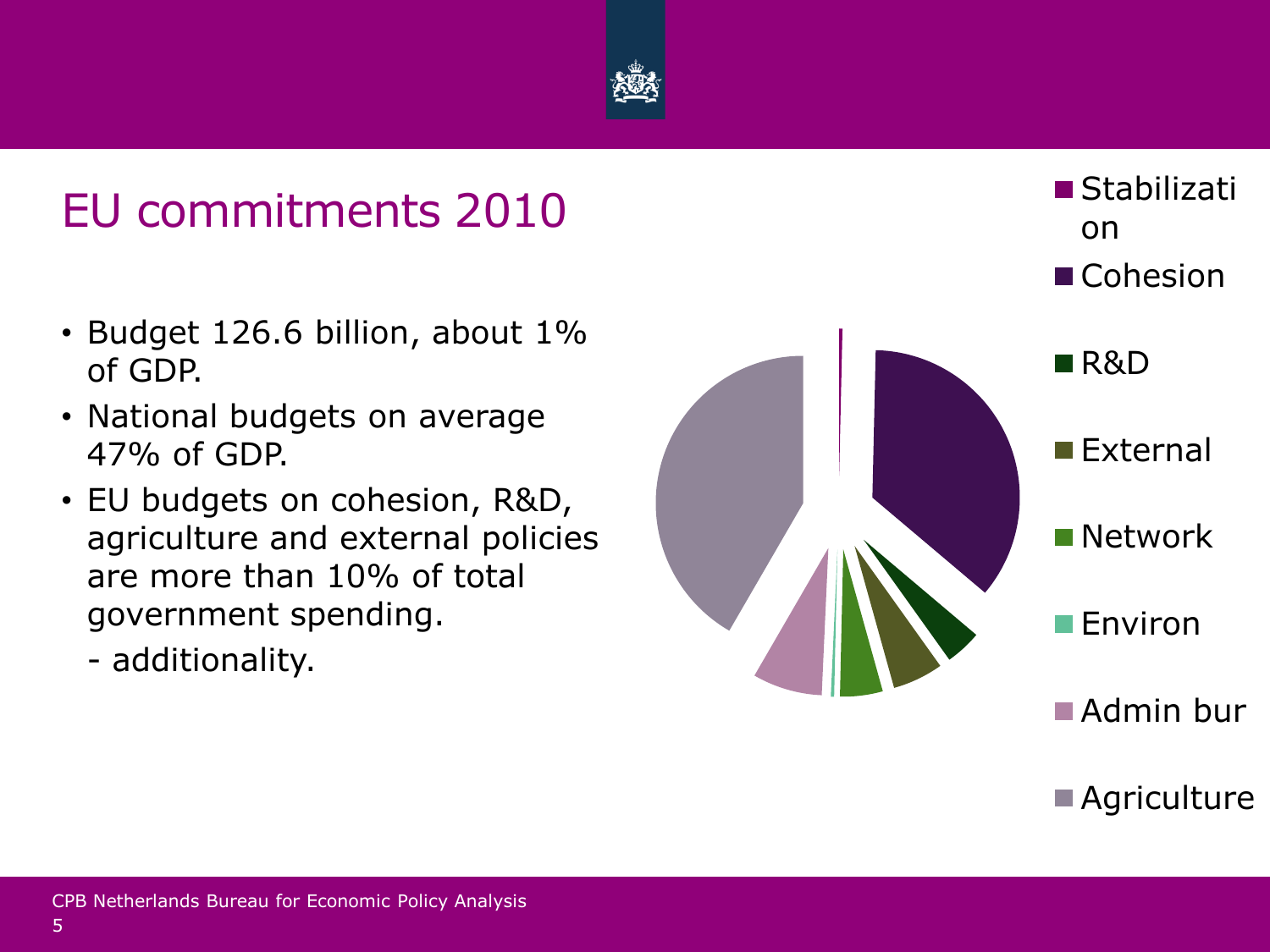# EU commitments 2010

- Budget 126.6 billion, about 1% of GDP.
- National budgets on average 47% of GDP.
- EU budgets on cohesion, R&D, agriculture and external policies are more than 10% of total government spending.
  - additionality.

- Stabilization
- Cohesion
- R&D
- External
- Network
- Environ
- Admin bur
- Agriculture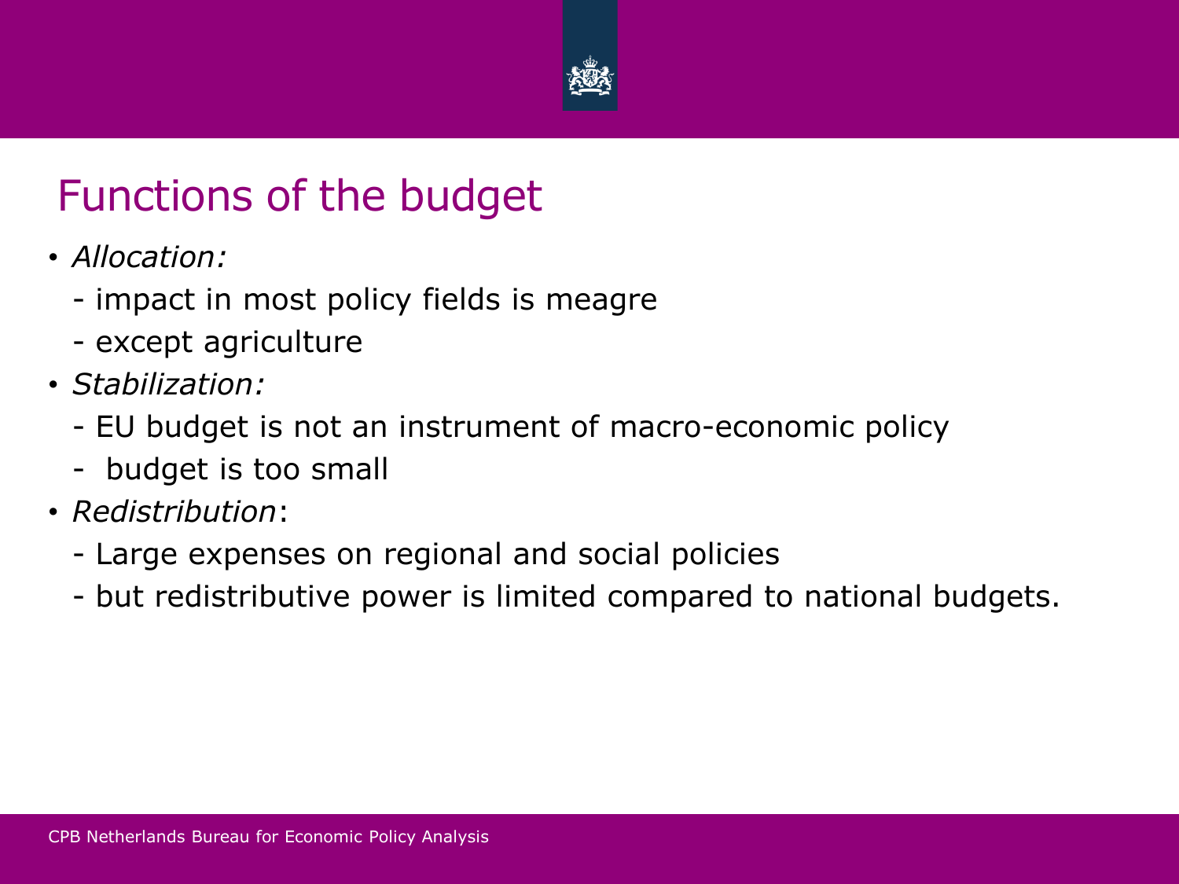# Functions of the budget

- *Allocation:*
  - impact in most policy fields is meagre
  - except agriculture
- *Stabilization:*
  - EU budget is not an instrument of macro-economic policy
  - budget is too small
- *Redistribution*:
  - Large expenses on regional and social policies
  - but redistributive power is limited compared to national budgets.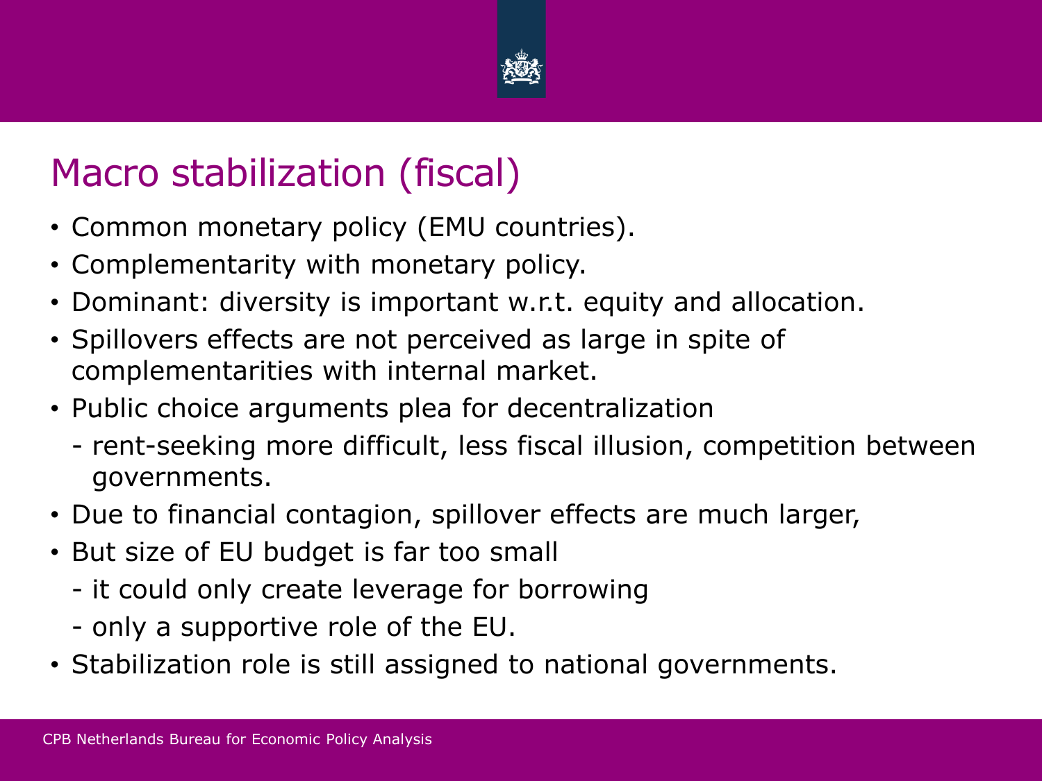# Macro stabilization (fiscal)

- Common monetary policy (EMU countries).
- Complementarity with monetary policy.
- Dominant: diversity is important w.r.t. equity and allocation.
- Spillovers effects are not perceived as large in spite of complementarities with internal market.
- Public choice arguments plea for decentralization
  - rent-seeking more difficult, less fiscal illusion, competition between governments.
- Due to financial contagion, spillover effects are much larger,
- But size of EU budget is far too small
  - it could only create leverage for borrowing
  - only a supportive role of the EU.
- Stabilization role is still assigned to national governments.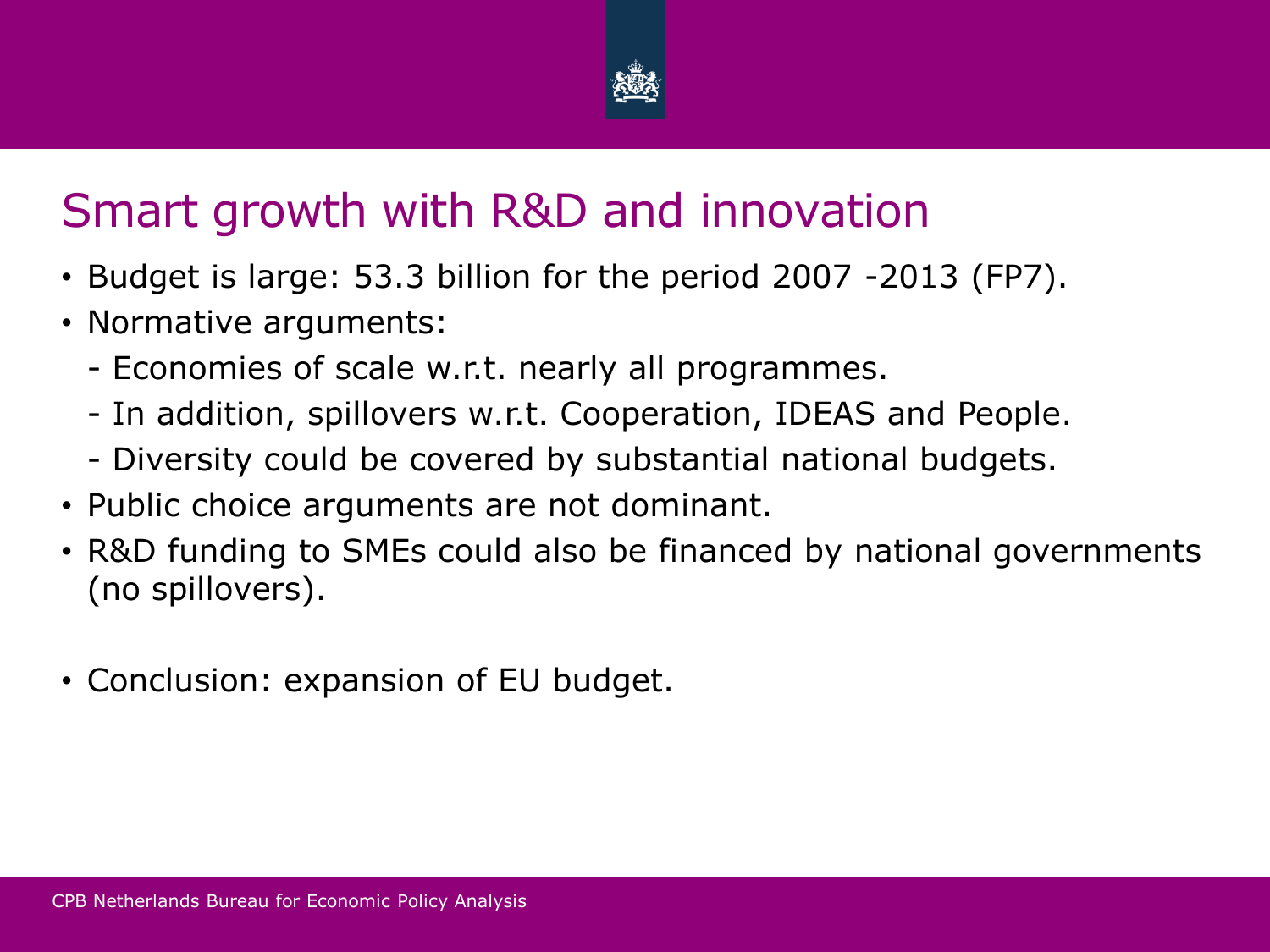# Smart growth with R&D and innovation

- Budget is large: 53.3 billion for the period 2007 -2013 (FP7).
- Normative arguments:
  - Economies of scale w.r.t. nearly all programmes.
  - In addition, spillovers w.r.t. Cooperation, IDEAS and People.
  - Diversity could be covered by substantial national budgets.
- Public choice arguments are not dominant.
- R&D funding to SMEs could also be financed by national governments (no spillovers).
- Conclusion: expansion of EU budget.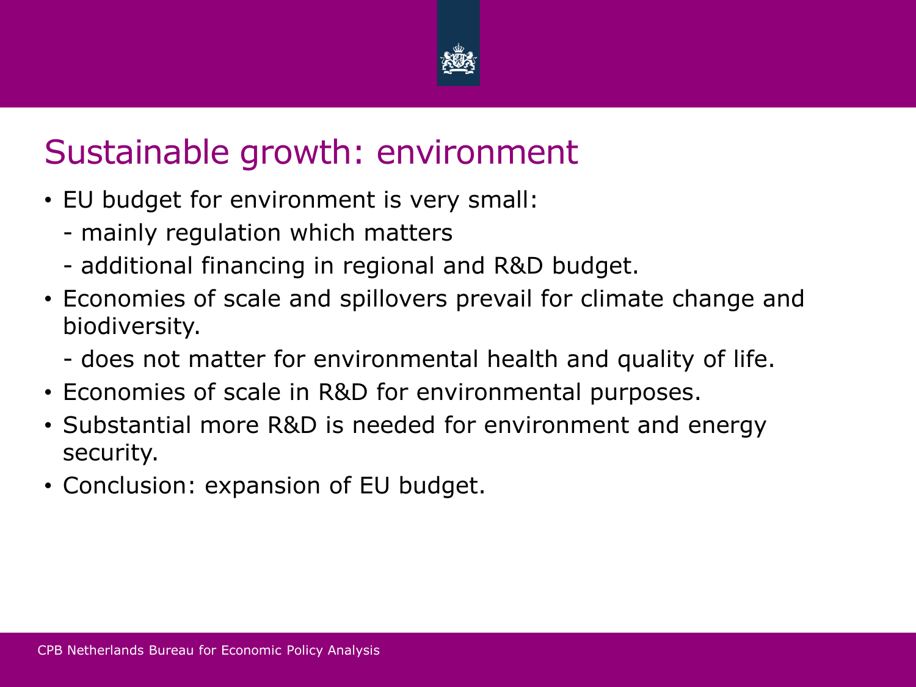## Sustainable growth: environment

- EU budget for environment is very small:
  - mainly regulation which matters
  - additional financing in regional and R&D budget.
- Economies of scale and spillovers prevail for climate change and biodiversity.
  - does not matter for environmental health and quality of life.
- Economies of scale in R&D for environmental purposes.
- Substantial more R&D is needed for environment and energy security.
- Conclusion: expansion of EU budget.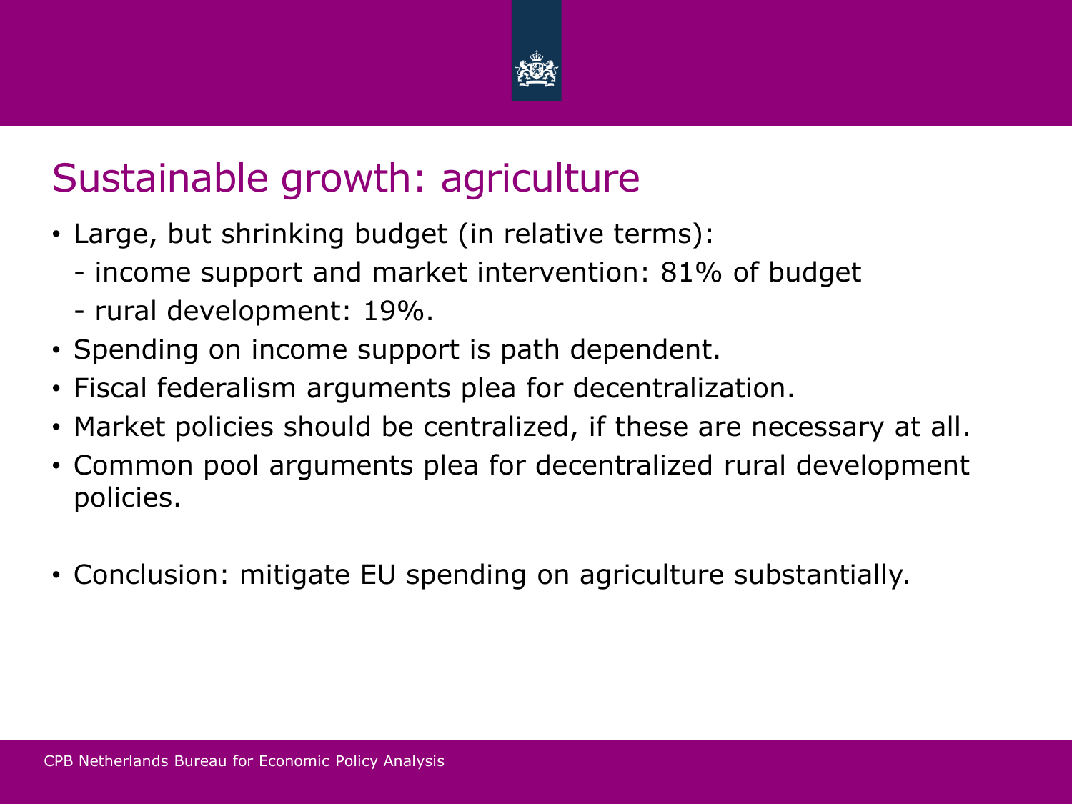# Sustainable growth: agriculture

- Large, but shrinking budget (in relative terms):
  - income support and market intervention: 81% of budget
  - rural development: 19%.
- Spending on income support is path dependent.
- Fiscal federalism arguments plea for decentralization.
- Market policies should be centralized, if these are necessary at all.
- Common pool arguments plea for decentralized rural development policies.

- Conclusion: mitigate EU spending on agriculture substantially.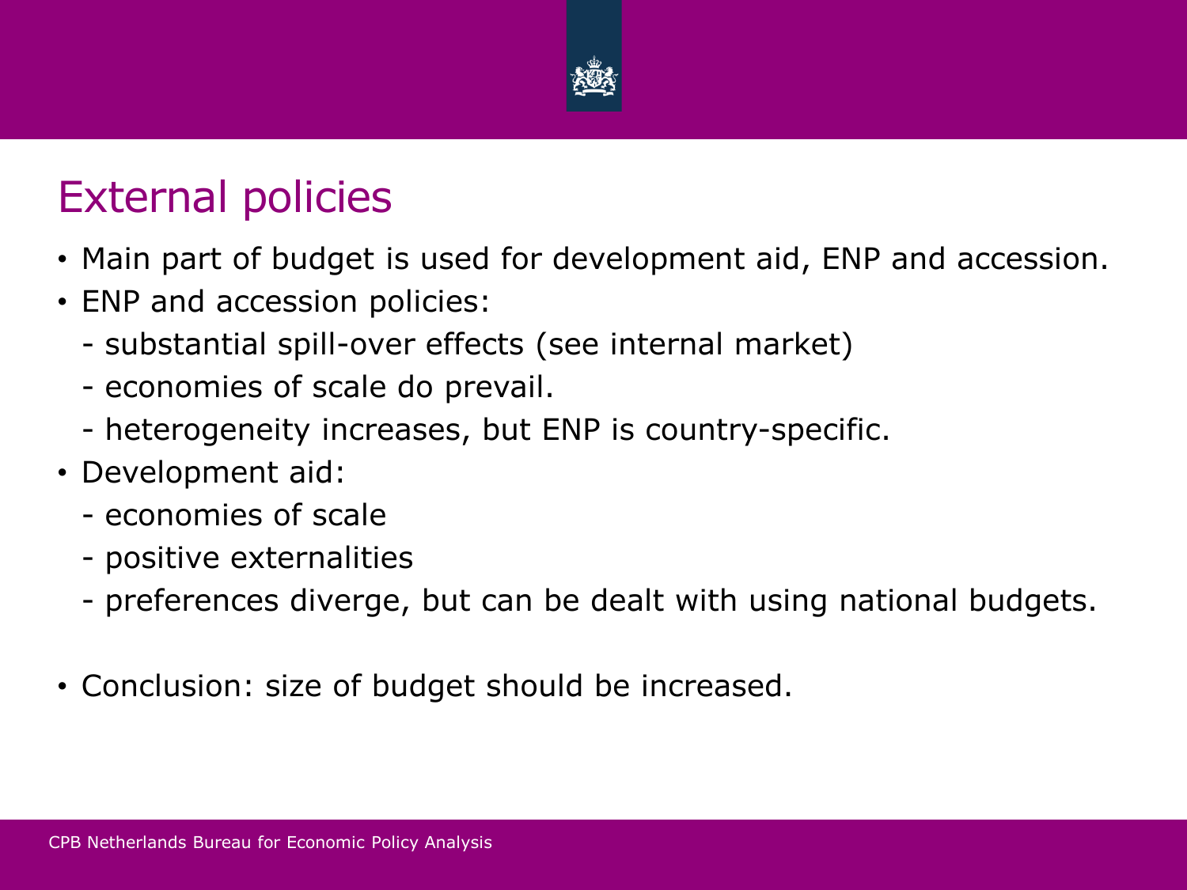# External policies

- Main part of budget is used for development aid, ENP and accession.
- ENP and accession policies:
  - substantial spill-over effects (see internal market)
  - economies of scale do prevail.
  - heterogeneity increases, but ENP is country-specific.
- Development aid:
  - economies of scale
  - positive externalities
  - preferences diverge, but can be dealt with using national budgets.

- Conclusion: size of budget should be increased.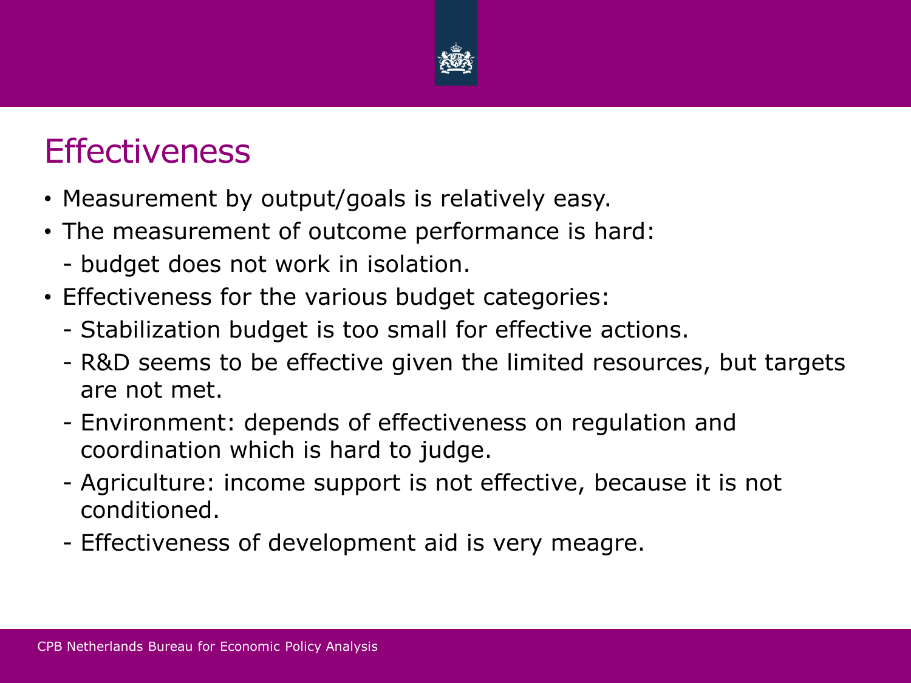# Effectiveness

- Measurement by output/goals is relatively easy.
- The measurement of outcome performance is hard:
  - budget does not work in isolation.
- Effectiveness for the various budget categories:
  - Stabilization budget is too small for effective actions.
  - R&D seems to be effective given the limited resources, but targets are not met.
  - Environment: depends of effectiveness on regulation and coordination which is hard to judge.
  - Agriculture: income support is not effective, because it is not conditioned.
  - Effectiveness of development aid is very meagre.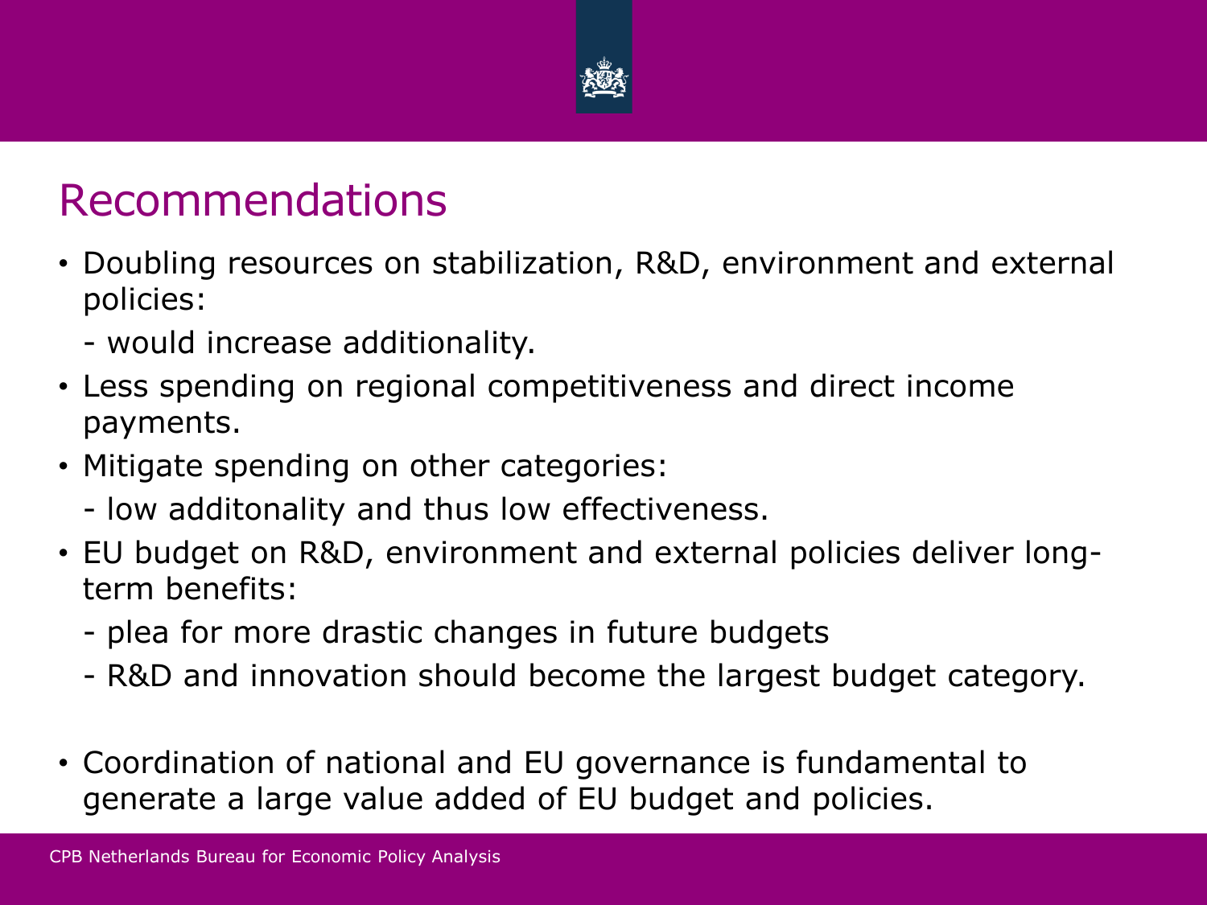# Recommendations

- Doubling resources on stabilization, R&D, environment and external policies:
  - would increase additionality.
- Less spending on regional competitiveness and direct income payments.
- Mitigate spending on other categories:
  - low additonality and thus low effectiveness.
- EU budget on R&D, environment and external policies deliver long-term benefits:
  - plea for more drastic changes in future budgets
  - R&D and innovation should become the largest budget category.
- Coordination of national and EU governance is fundamental to generate a large value added of EU budget and policies.